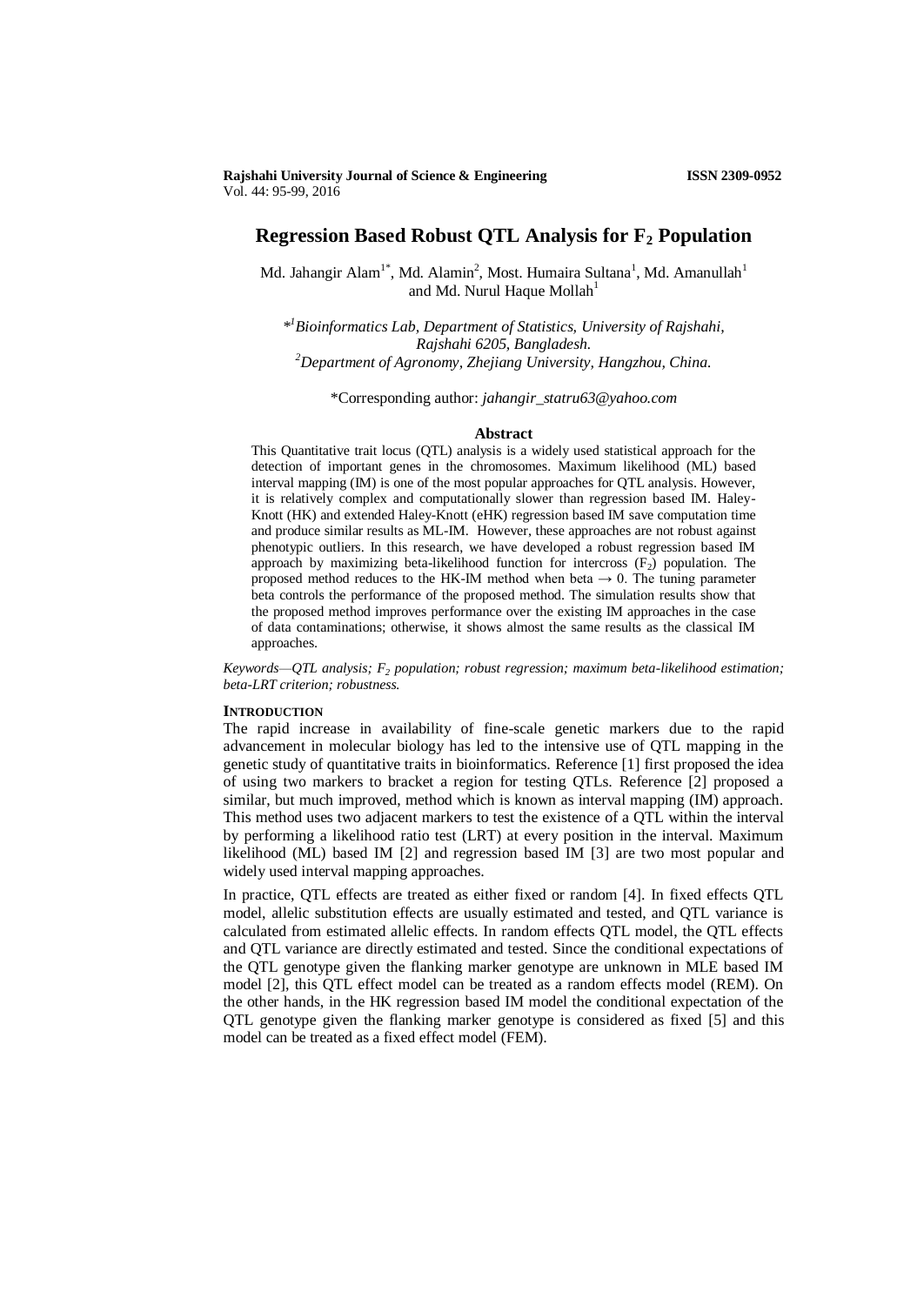# Regression Based Robust QTL Analysis for $F_2$ Population

Md. Jahangir Alam[1*], Md. Alamin[2], Most. Humaira Sultana[1], Md. Amanullah[1] and Md. Nurul Haque Mollah[1]

*[1]*Bioinformatics Lab, Department of Statistics, University of Rajshahi, Rajshahi 6205, Bangladesh.*
[2]*Department of Agronomy, Zhejiang University, Hangzhou, China.*

*Corresponding author: *jahangir_statru63@yahoo.com*

### Abstract

This Quantitative trait locus (QTL) analysis is a widely used statistical approach for the detection of important genes in the chromosomes. Maximum likelihood (ML) based interval mapping (IM) is one of the most popular approaches for QTL analysis. However, it is relatively complex and computationally slower than regression based IM. Haley-Knott (HK) and extended Haley-Knott (eHK) regression based IM save computation time and produce similar results as ML-IM. However, these approaches are not robust against phenotypic outliers. In this research, we have developed a robust regression based IM approach by maximizing beta-likelihood function for intercross ($F_2$) population. The proposed method reduces to the HK-IM method when beta $\rightarrow 0$. The tuning parameter beta controls the performance of the proposed method. The simulation results show that the proposed method improves performance over the existing IM approaches in the case of data contaminations; otherwise, it shows almost the same results as the classical IM approaches.

*Keywords—QTL analysis; $F_2$ population; robust regression; maximum beta-likelihood estimation; beta-LRT criterion; robustness.*

## INTRODUCTION

The rapid increase in availability of fine-scale genetic markers due to the rapid advancement in molecular biology has led to the intensive use of QTL mapping in the genetic study of quantitative traits in bioinformatics. Reference [1] first proposed the idea of using two markers to bracket a region for testing QTLs. Reference [2] proposed a similar, but much improved, method which is known as interval mapping (IM) approach. This method uses two adjacent markers to test the existence of a QTL within the interval by performing a likelihood ratio test (LRT) at every position in the interval. Maximum likelihood (ML) based IM [2] and regression based IM [3] are two most popular and widely used interval mapping approaches.

In practice, QTL effects are treated as either fixed or random [4]. In fixed effects QTL model, allelic substitution effects are usually estimated and tested, and QTL variance is calculated from estimated allelic effects. In random effects QTL model, the QTL effects and QTL variance are directly estimated and tested. Since the conditional expectations of the QTL genotype given the flanking marker genotype are unknown in MLE based IM model [2], this QTL effect model can be treated as a random effects model (REM). On the other hands, in the HK regression based IM model the conditional expectation of the QTL genotype given the flanking marker genotype is considered as fixed [5] and this model can be treated as a fixed effect model (FEM).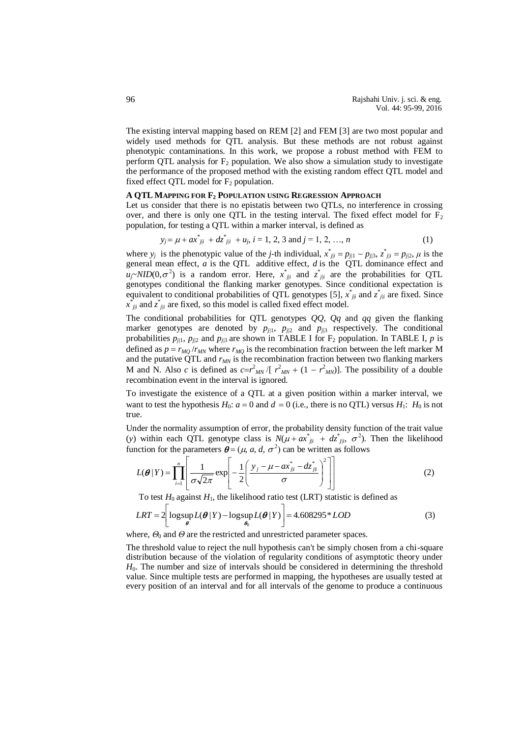The existing interval mapping based on REM [2] and FEM [3] are two most popular and widely used methods for QTL analysis. But these methods are not robust against phenotypic contaminations. In this work, we propose a robust method with FEM to perform QTL analysis for $F_2$ population. We also show a simulation study to investigate the performance of the proposed method with the existing random effect QTL model and fixed effect QTL model for $F_2$ population.

### A QTL Mapping for $F_2$ Population using Regression Approach

Let us consider that there is no epistatis between two QTLs, no interference in crossing over, and there is only one QTL in the testing interval. The fixed effect model for $F_2$ population, for testing a QTL within a marker interval, is defined as

$$y_j = \mu + a x^*_{j|i} + d z^*_{j|i} + u_j,\ i = 1, 2, 3 \text{ and } j = 1, 2, \ldots, n \tag{1}$$

where $y_j$ is the phenotypic value of the *j*-th individual, $x^*_{j|i} = p_{j|1} - p_{j|3}$, $z^*_{j|i} = p_{j|2}$, $\mu$ is the general mean effect, $a$ is the QTL additive effect, $d$ is the QTL dominance effect and $u_j \sim NID(0, \sigma^2)$ is a random error. Here, $x^*_{j|i}$ and $z^*_{j|i}$ are the probabilities for QTL genotypes conditional the flanking marker genotypes. Since conditional expectation is equivalent to conditional probabilities of QTL genotypes [5], $x^*_{j|i}$ and $z^*_{j|i}$ are fixed. Since $x^*_{j|i}$ and $z^*_{j|i}$ are fixed, so this model is called fixed effect model.

The conditional probabilities for QTL genotypes *QQ*, *Qq* and *qq* given the flanking marker genotypes are denoted by $p_{j|1}$, $p_{j|2}$ and $p_{j|3}$ respectively. The conditional probabilities $p_{j|1}$, $p_{j|2}$ and $p_{j|3}$ are shown in TABLE I for $F_2$ population. In TABLE I, $p$ is defined as $p = r_{MQ}/r_{MN}$ where $r_{MQ}$ is the recombination fraction between the left marker M and the putative QTL and $r_{MN}$ is the recombination fraction between two flanking markers M and N. Also $c$ is defined as $c = r^2_{MN}/[r^2_{MN} + (1 - r^2_{MN})]$. The possibility of a double recombination event in the interval is ignored.

To investigate the existence of a QTL at a given position within a marker interval, we want to test the hypothesis $H_0$: $a = 0$ and $d = 0$ (i.e., there is no QTL) versus $H_1$: $H_0$ is not true.

Under the normality assumption of error, the probability density function of the trait value ($y$) within each QTL genotype class is $N(\mu + a x^*_{j|i} + d z^*_{j|i}, \sigma^2)$. Then the likelihood function for the parameters $\boldsymbol{\theta} = (\mu, a, d, \sigma^2)$ can be written as follows

$$L(\boldsymbol{\theta} \mid Y) = \prod_{i=1}^{n} \left[ \frac{1}{\sigma\sqrt{2\pi}} \exp\left[ -\frac{1}{2} \left( \frac{y_j - \mu - a x^*_{j|i} - d z^*_{j|i}}{\sigma} \right)^2 \right] \right] \tag{2}$$

To test $H_0$ against $H_1$, the likelihood ratio test (LRT) statistic is defined as

$$LRT = 2\left[ \log\sup_{\boldsymbol{\theta}} L(\boldsymbol{\theta} \mid Y) - \log\sup_{\boldsymbol{\theta}_0} L(\boldsymbol{\theta} \mid Y) \right] = 4.608295 * LOD \tag{3}$$

where, $\Theta_0$ and $\Theta$ are the restricted and unrestricted parameter spaces.

The threshold value to reject the null hypothesis can't be simply chosen from a chi-square distribution because of the violation of regularity conditions of asymptotic theory under $H_0$. The number and size of intervals should be considered in determining the threshold value. Since multiple tests are performed in mapping, the hypotheses are usually tested at every position of an interval and for all intervals of the genome to produce a continuous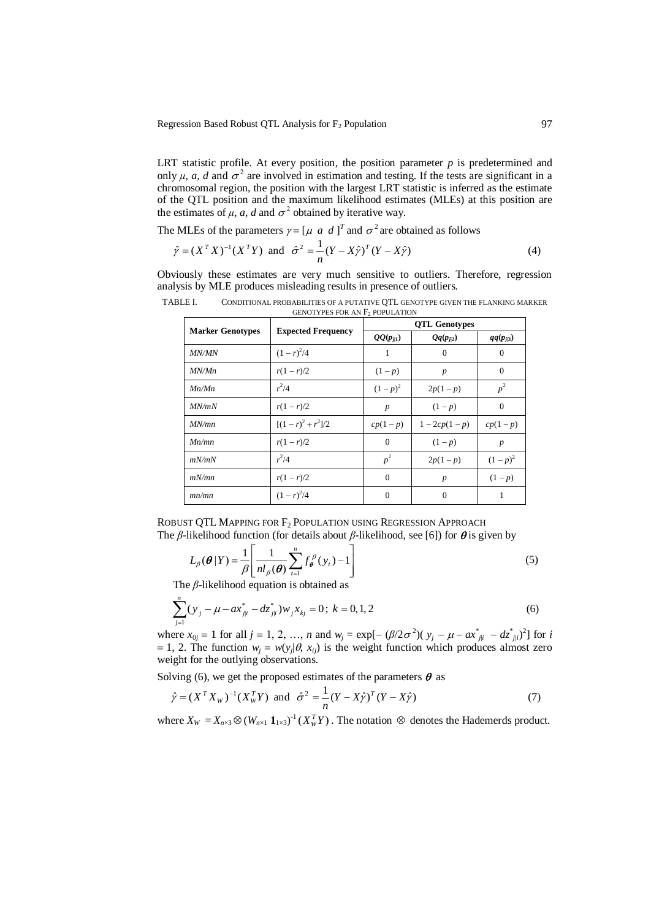LRT statistic profile. At every position, the position parameter $p$ is predetermined and only $\mu$, $a$, $d$ and $\sigma^2$ are involved in estimation and testing. If the tests are significant in a chromosomal region, the position with the largest LRT statistic is inferred as the estimate of the QTL position and the maximum likelihood estimates (MLEs) at this position are the estimates of $\mu$, $a$, $d$ and $\sigma^2$ obtained by iterative way.

The MLEs of the parameters $\gamma = [\mu \;\; a \;\; d\,]^T$ and $\sigma^2$ are obtained as follows

$$\hat{\gamma} = (X^T X)^{-1}(X^T Y) \;\text{ and }\; \hat{\sigma}^2 = \frac{1}{n}(Y - X\hat{\gamma})^T (Y - X\hat{\gamma}) \tag{4}$$

Obviously these estimates are very much sensitive to outliers. Therefore, regression analysis by MLE produces misleading results in presence of outliers.

TABLE I. CONDITIONAL PROBABILITIES OF A PUTATIVE QTL GENOTYPE GIVEN THE FLANKING MARKER GENOTYPES FOR AN $F_2$ POPULATION

| **Marker Genotypes** | **Expected Frequency** | **QTL Genotypes** | | |
|---|---|---|---|---|
| | | **$QQ(p_{j|1})$** | **$Qq(p_{j|2})$** | **$qq(p_{j|3})$** |
| *MN/MN* | $(1-r)^2/4$ | 1 | 0 | 0 |
| *MN/Mn* | $r(1-r)/2$ | $(1-p)$ | $p$ | 0 |
| *Mn/Mn* | $r^2/4$ | $(1-p)^2$ | $2p(1-p)$ | $p^2$ |
| *MN/mN* | $r(1-r)/2$ | $p$ | $(1-p)$ | 0 |
| *MN/mn* | $[(1-r)^2+r^2]/2$ | $cp(1-p)$ | $1-2cp(1-p)$ | $cp(1-p)$ |
| *Mn/mn* | $r(1-r)/2$ | 0 | $(1-p)$ | $p$ |
| *mN/mN* | $r^2/4$ | $p^2$ | $2p(1-p)$ | $(1-p)^2$ |
| *mN/mn* | $r(1-r)/2$ | 0 | $p$ | $(1-p)$ |
| *mn/mn* | $(1-r)^2/4$ | 0 | 0 | 1 |

## ROBUST QTL MAPPING FOR $F_2$ POPULATION USING REGRESSION APPROACH

The $\beta$-likelihood function (for details about $\beta$-likelihood, see [6]) for $\boldsymbol{\theta}$ is given by

$$L_\beta(\boldsymbol{\theta} \mid Y) = \frac{1}{\beta}\left[\frac{1}{n l_\beta(\boldsymbol{\theta})}\sum_{t=1}^{n} f_{\boldsymbol{\theta}}^{\beta}(y_t) - 1\right] \tag{5}$$

The $\beta$-likelihood equation is obtained as

$$\sum_{j=1}^{n}(y_j - \mu - a x^*_{j|i} - d z^*_{j|i}) w_j x_{kj} = 0;\; k = 0, 1, 2 \tag{6}$$

where $x_{0j} = 1$ for all $j = 1, 2, \ldots, n$ and $w_j = \exp[-(\beta/2\sigma^2)(y_j - \mu - a x^*_{j|i} - d z^*_{j|i})^2]$ for $i = 1, 2$. The function $w_j = w(y_j|\theta, x_{ij})$ is the weight function which produces almost zero weight for the outlying observations.

Solving (6), we get the proposed estimates of the parameters $\boldsymbol{\theta}$ as

$$\hat{\gamma} = (X^T X_W)^{-1}(X_W^T Y) \;\text{ and }\; \hat{\sigma}^2 = \frac{1}{n}(Y - X\hat{\gamma})^T (Y - X\hat{\gamma}) \tag{7}$$

where $X_W = X_{n\times 3} \otimes (W_{n\times 1}\, \mathbf{1}_{1\times 3})^{-1}(X_W^T Y)$. The notation $\otimes$ denotes the Hademerds product.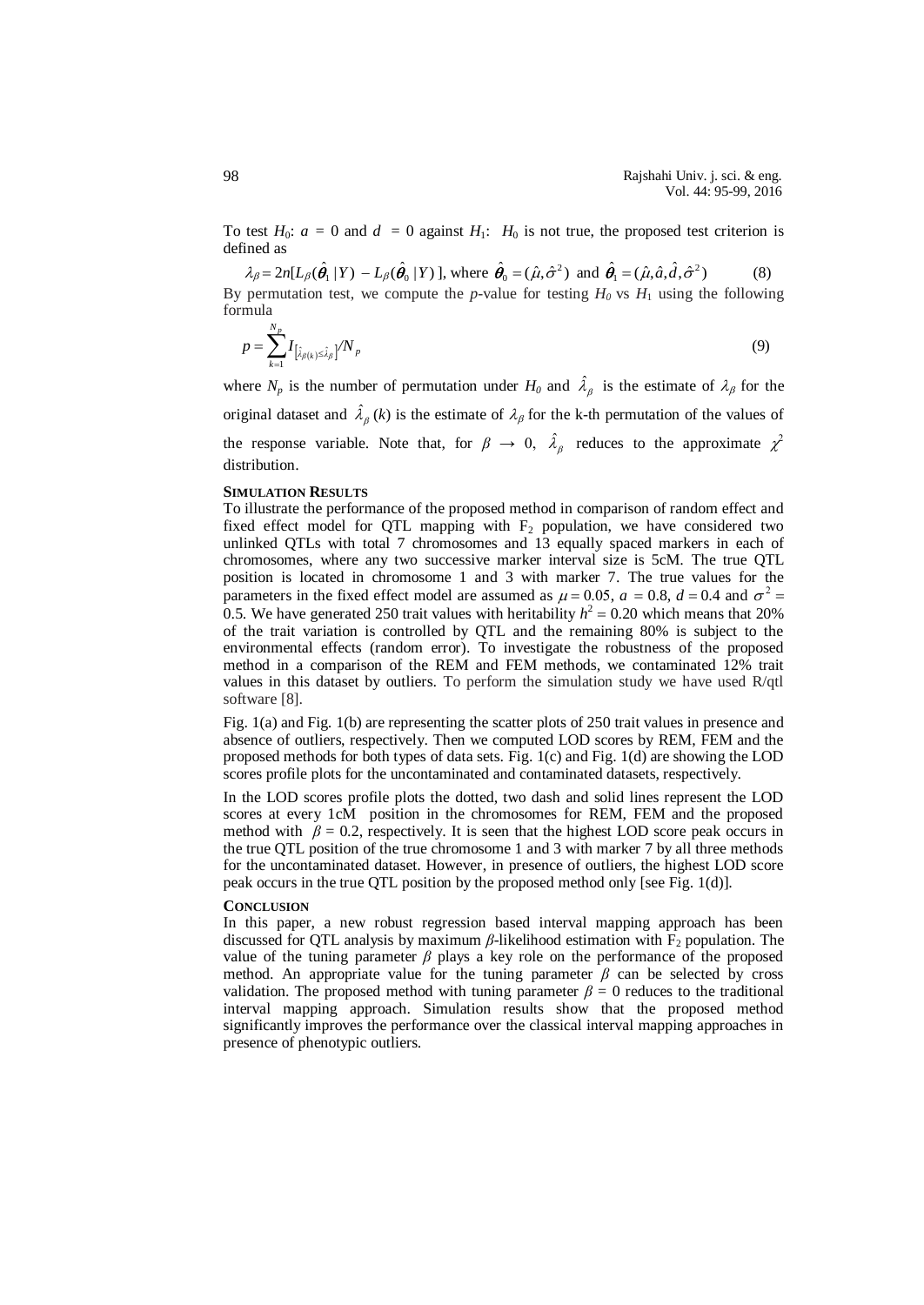To test $H_0$: $a$ = 0 and $d$ = 0 against $H_1$: $H_0$ is not true, the proposed test criterion is defined as

$$\lambda_\beta = 2n[L_\beta(\hat{\boldsymbol{\theta}}_1 \,|\, Y) - L_\beta(\hat{\boldsymbol{\theta}}_0 \,|\, Y)\,], \text{ where } \hat{\boldsymbol{\theta}}_0 = (\hat{\mu}, \hat{\sigma}^2) \text{ and } \hat{\boldsymbol{\theta}}_1 = (\hat{\mu}, \hat{a}, \hat{d}, \hat{\sigma}^2) \qquad (8)$$

By permutation test, we compute the $p$-value for testing $H_0$ vs $H_1$ using the following formula

$$p = \sum_{k=1}^{N_p} I_{[\hat{\lambda}_{\beta(k)} \le \hat{\lambda}_\beta]} / N_p \qquad (9)$$

where $N_p$ is the number of permutation under $H_0$ and $\hat{\lambda}_\beta$ is the estimate of $\lambda_\beta$ for the original dataset and $\hat{\lambda}_\beta(k)$ is the estimate of $\lambda_\beta$ for the k-th permutation of the values of the response variable. Note that, for $\beta \rightarrow 0$, $\hat{\lambda}_\beta$ reduces to the approximate $\chi^2$ distribution.

## SIMULATION RESULTS

To illustrate the performance of the proposed method in comparison of random effect and fixed effect model for QTL mapping with $F_2$ population, we have considered two unlinked QTLs with total 7 chromosomes and 13 equally spaced markers in each of chromosomes, where any two successive marker interval size is 5cM. The true QTL position is located in chromosome 1 and 3 with marker 7. The true values for the parameters in the fixed effect model are assumed as $\mu = 0.05$, $a = 0.8$, $d = 0.4$ and $\sigma^2 = 0.5$. We have generated 250 trait values with heritability $h^2 = 0.20$ which means that 20% of the trait variation is controlled by QTL and the remaining 80% is subject to the environmental effects (random error). To investigate the robustness of the proposed method in a comparison of the REM and FEM methods, we contaminated 12% trait values in this dataset by outliers. To perform the simulation study we have used R/qtl software [8].

Fig. 1(a) and Fig. 1(b) are representing the scatter plots of 250 trait values in presence and absence of outliers, respectively. Then we computed LOD scores by REM, FEM and the proposed methods for both types of data sets. Fig. 1(c) and Fig. 1(d) are showing the LOD scores profile plots for the uncontaminated and contaminated datasets, respectively.

In the LOD scores profile plots the dotted, two dash and solid lines represent the LOD scores at every 1cM position in the chromosomes for REM, FEM and the proposed method with $\beta = 0.2$, respectively. It is seen that the highest LOD score peak occurs in the true QTL position of the true chromosome 1 and 3 with marker 7 by all three methods for the uncontaminated dataset. However, in presence of outliers, the highest LOD score peak occurs in the true QTL position by the proposed method only [see Fig. 1(d)].

## CONCLUSION

In this paper, a new robust regression based interval mapping approach has been discussed for QTL analysis by maximum $\beta$-likelihood estimation with $F_2$ population. The value of the tuning parameter $\beta$ plays a key role on the performance of the proposed method. An appropriate value for the tuning parameter $\beta$ can be selected by cross validation. The proposed method with tuning parameter $\beta = 0$ reduces to the traditional interval mapping approach. Simulation results show that the proposed method significantly improves the performance over the classical interval mapping approaches in presence of phenotypic outliers.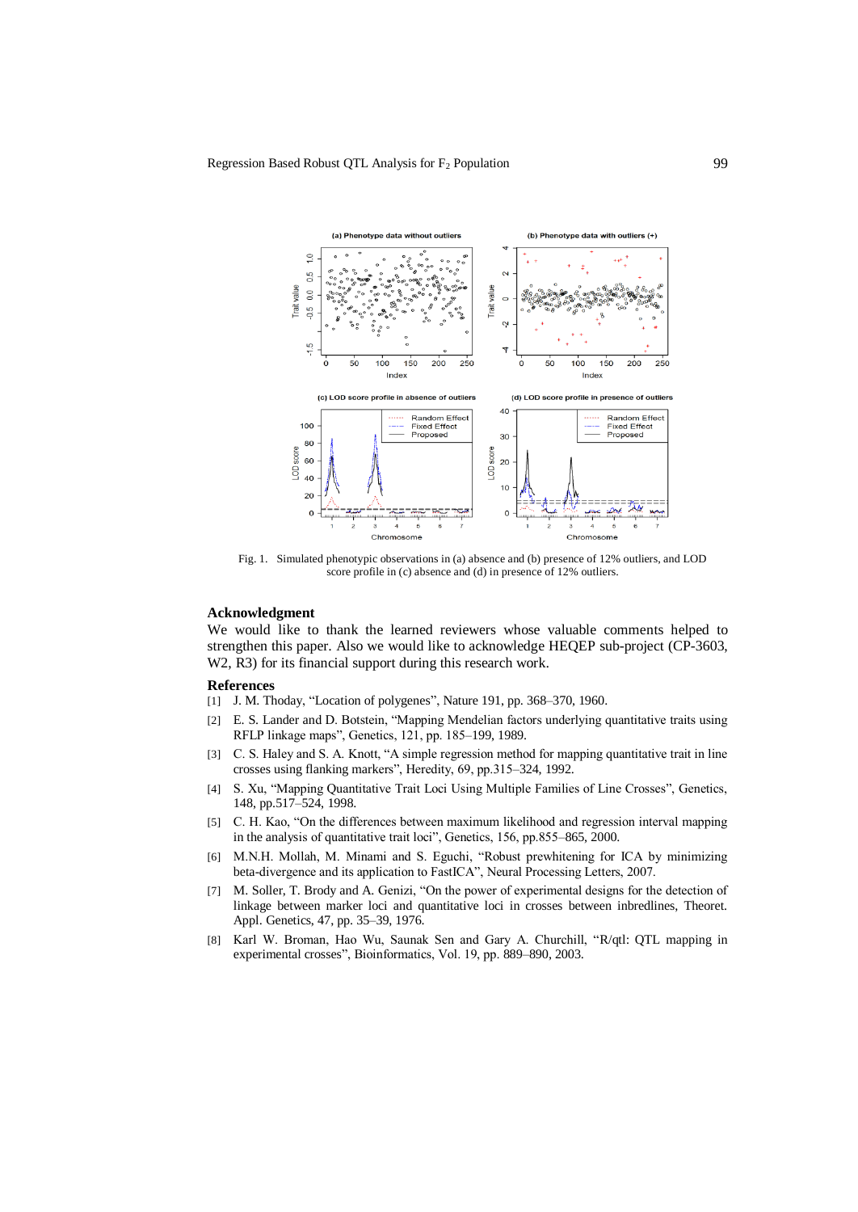(a) Phenotype data without outliers

Trait value

Index

(b) Phenotype data with outliers (+)

Trait value

Index

(c) LOD score profile in absence of outliers

Random Effect
Fixed Effect
Proposed

LOD score

Chromosome

(d) LOD score profile in presence of outliers

Random Effect
Fixed Effect
Proposed

LOD score

Chromosome

Fig. 1. Simulated phenotypic observations in (a) absence and (b) presence of 12% outliers, and LOD score profile in (c) absence and (d) in presence of 12% outliers.

## Acknowledgment

We would like to thank the learned reviewers whose valuable comments helped to strengthen this paper. Also we would like to acknowledge HEQEP sub-project (CP-3603, W2, R3) for its financial support during this research work.

## References

[1] J. M. Thoday, "Location of polygenes", Nature 191, pp. 368–370, 1960.

[2] E. S. Lander and D. Botstein, "Mapping Mendelian factors underlying quantitative traits using RFLP linkage maps", Genetics, 121, pp. 185–199, 1989.

[3] C. S. Haley and S. A. Knott, "A simple regression method for mapping quantitative trait in line crosses using flanking markers", Heredity, 69, pp.315–324, 1992.

[4] S. Xu, "Mapping Quantitative Trait Loci Using Multiple Families of Line Crosses", Genetics, 148, pp.517–524, 1998.

[5] C. H. Kao, "On the differences between maximum likelihood and regression interval mapping in the analysis of quantitative trait loci", Genetics, 156, pp.855–865, 2000.

[6] M.N.H. Mollah, M. Minami and S. Eguchi, "Robust prewhitening for ICA by minimizing beta-divergence and its application to FastICA", Neural Processing Letters, 2007.

[7] M. Soller, T. Brody and A. Genizi, "On the power of experimental designs for the detection of linkage between marker loci and quantitative loci in crosses between inbredlines, Theoret. Appl. Genetics, 47, pp. 35–39, 1976.

[8] Karl W. Broman, Hao Wu, Saunak Sen and Gary A. Churchill, "R/qtl: QTL mapping in experimental crosses", Bioinformatics, Vol. 19, pp. 889–890, 2003.